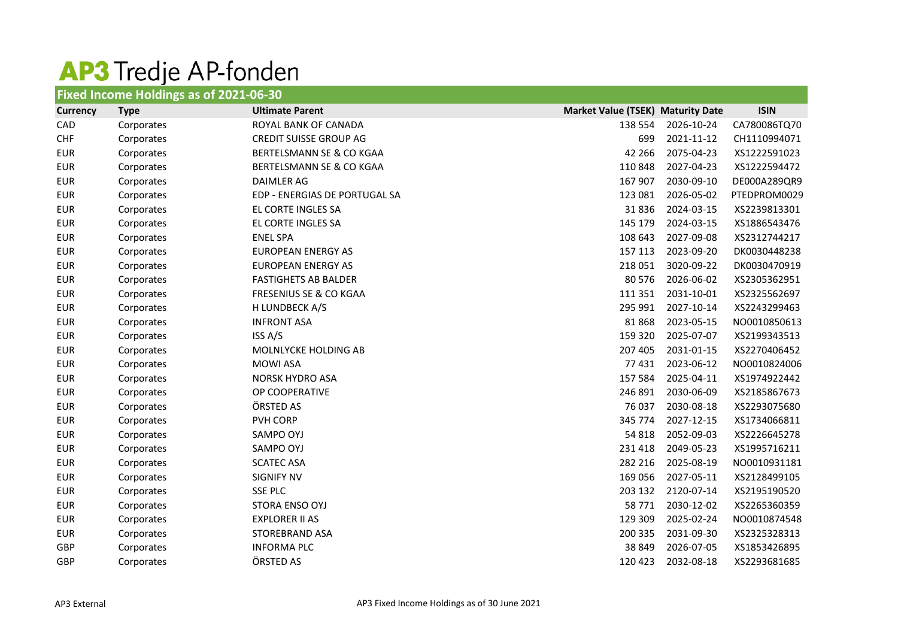# AP3 Tredje AP-fonden

## Fixed Income Holdings as of 2021-06-30

| Currency | Type | Ultimate Parent | Market Value (TSEK) | Maturity Date | ISIN |
|---|---|---|---|---|---|
| CAD | Corporates | ROYAL BANK OF CANADA | 138 554 | 2026-10-24 | CA780086TQ70 |
| CHF | Corporates | CREDIT SUISSE GROUP AG | 699 | 2021-11-12 | CH1110994071 |
| EUR | Corporates | BERTELSMANN SE & CO KGAA | 42 266 | 2075-04-23 | XS1222591023 |
| EUR | Corporates | BERTELSMANN SE & CO KGAA | 110 848 | 2027-04-23 | XS1222594472 |
| EUR | Corporates | DAIMLER AG | 167 907 | 2030-09-10 | DE000A289QR9 |
| EUR | Corporates | EDP - ENERGIAS DE PORTUGAL SA | 123 081 | 2026-05-02 | PTEDPROM0029 |
| EUR | Corporates | EL CORTE INGLES SA | 31 836 | 2024-03-15 | XS2239813301 |
| EUR | Corporates | EL CORTE INGLES SA | 145 179 | 2024-03-15 | XS1886543476 |
| EUR | Corporates | ENEL SPA | 108 643 | 2027-09-08 | XS2312744217 |
| EUR | Corporates | EUROPEAN ENERGY AS | 157 113 | 2023-09-20 | DK0030448238 |
| EUR | Corporates | EUROPEAN ENERGY AS | 218 051 | 3020-09-22 | DK0030470919 |
| EUR | Corporates | FASTIGHETS AB BALDER | 80 576 | 2026-06-02 | XS2305362951 |
| EUR | Corporates | FRESENIUS SE & CO KGAA | 111 351 | 2031-10-01 | XS2325562697 |
| EUR | Corporates | H LUNDBECK A/S | 295 991 | 2027-10-14 | XS2243299463 |
| EUR | Corporates | INFRONT ASA | 81 868 | 2023-05-15 | NO0010850613 |
| EUR | Corporates | ISS A/S | 159 320 | 2025-07-07 | XS2199343513 |
| EUR | Corporates | MOLNLYCKE HOLDING AB | 207 405 | 2031-01-15 | XS2270406452 |
| EUR | Corporates | MOWI ASA | 77 431 | 2023-06-12 | NO0010824006 |
| EUR | Corporates | NORSK HYDRO ASA | 157 584 | 2025-04-11 | XS1974922442 |
| EUR | Corporates | OP COOPERATIVE | 246 891 | 2030-06-09 | XS2185867673 |
| EUR | Corporates | ÖRSTED AS | 76 037 | 2030-08-18 | XS2293075680 |
| EUR | Corporates | PVH CORP | 345 774 | 2027-12-15 | XS1734066811 |
| EUR | Corporates | SAMPO OYJ | 54 818 | 2052-09-03 | XS2226645278 |
| EUR | Corporates | SAMPO OYJ | 231 418 | 2049-05-23 | XS1995716211 |
| EUR | Corporates | SCATEC ASA | 282 216 | 2025-08-19 | NO0010931181 |
| EUR | Corporates | SIGNIFY NV | 169 056 | 2027-05-11 | XS2128499105 |
| EUR | Corporates | SSE PLC | 203 132 | 2120-07-14 | XS2195190520 |
| EUR | Corporates | STORA ENSO OYJ | 58 771 | 2030-12-02 | XS2265360359 |
| EUR | Corporates | EXPLORER II AS | 129 309 | 2025-02-24 | NO0010874548 |
| EUR | Corporates | STOREBRAND ASA | 200 335 | 2031-09-30 | XS2325328313 |
| GBP | Corporates | INFORMA PLC | 38 849 | 2026-07-05 | XS1853426895 |
| GBP | Corporates | ÖRSTED AS | 120 423 | 2032-08-18 | XS2293681685 |

AP3 External

AP3 Fixed Income Holdings as of 30 June 2021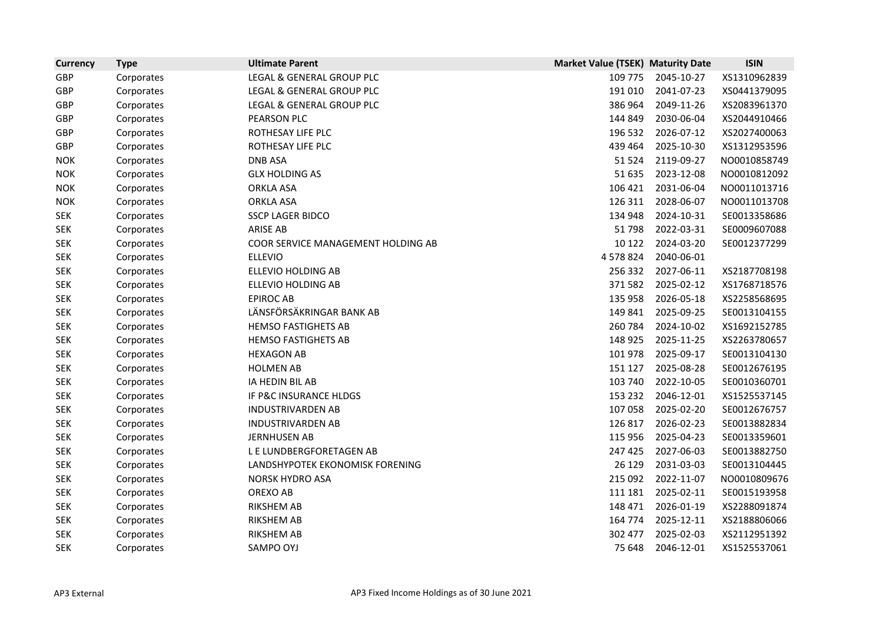| Currency | Type | Ultimate Parent | Market Value (TSEK) | Maturity Date | ISIN |
|---|---|---|---|---|---|
| GBP | Corporates | LEGAL & GENERAL GROUP PLC | 109 775 | 2045-10-27 | XS1310962839 |
| GBP | Corporates | LEGAL & GENERAL GROUP PLC | 191 010 | 2041-07-23 | XS0441379095 |
| GBP | Corporates | LEGAL & GENERAL GROUP PLC | 386 964 | 2049-11-26 | XS2083961370 |
| GBP | Corporates | PEARSON PLC | 144 849 | 2030-06-04 | XS2044910466 |
| GBP | Corporates | ROTHESAY LIFE PLC | 196 532 | 2026-07-12 | XS2027400063 |
| GBP | Corporates | ROTHESAY LIFE PLC | 439 464 | 2025-10-30 | XS1312953596 |
| NOK | Corporates | DNB ASA | 51 524 | 2119-09-27 | NO0010858749 |
| NOK | Corporates | GLX HOLDING AS | 51 635 | 2023-12-08 | NO0010812092 |
| NOK | Corporates | ORKLA ASA | 106 421 | 2031-06-04 | NO0011013716 |
| NOK | Corporates | ORKLA ASA | 126 311 | 2028-06-07 | NO0011013708 |
| SEK | Corporates | SSCP LAGER BIDCO | 134 948 | 2024-10-31 | SE0013358686 |
| SEK | Corporates | ARISE AB | 51 798 | 2022-03-31 | SE0009607088 |
| SEK | Corporates | COOR SERVICE MANAGEMENT HOLDING AB | 10 122 | 2024-03-20 | SE0012377299 |
| SEK | Corporates | ELLEVIO | 4 578 824 | 2040-06-01 | |
| SEK | Corporates | ELLEVIO HOLDING AB | 256 332 | 2027-06-11 | XS2187708198 |
| SEK | Corporates | ELLEVIO HOLDING AB | 371 582 | 2025-02-12 | XS1768718576 |
| SEK | Corporates | EPIROC AB | 135 958 | 2026-05-18 | XS2258568695 |
| SEK | Corporates | LÄNSFÖRSÄKRINGAR BANK AB | 149 841 | 2025-09-25 | SE0013104155 |
| SEK | Corporates | HEMSO FASTIGHETS AB | 260 784 | 2024-10-02 | XS1692152785 |
| SEK | Corporates | HEMSO FASTIGHETS AB | 148 925 | 2025-11-25 | XS2263780657 |
| SEK | Corporates | HEXAGON AB | 101 978 | 2025-09-17 | SE0013104130 |
| SEK | Corporates | HOLMEN AB | 151 127 | 2025-08-28 | SE0012676195 |
| SEK | Corporates | IA HEDIN BIL AB | 103 740 | 2022-10-05 | SE0010360701 |
| SEK | Corporates | IF P&C INSURANCE HLDGS | 153 232 | 2046-12-01 | XS1525537145 |
| SEK | Corporates | INDUSTRIVARDEN AB | 107 058 | 2025-02-20 | SE0012676757 |
| SEK | Corporates | INDUSTRIVARDEN AB | 126 817 | 2026-02-23 | SE0013882834 |
| SEK | Corporates | JERNHUSEN AB | 115 956 | 2025-04-23 | SE0013359601 |
| SEK | Corporates | L E LUNDBERGFORETAGEN AB | 247 425 | 2027-06-03 | SE0013882750 |
| SEK | Corporates | LANDSHYPOTEK EKONOMISK FORENING | 26 129 | 2031-03-03 | SE0013104445 |
| SEK | Corporates | NORSK HYDRO ASA | 215 092 | 2022-11-07 | NO0010809676 |
| SEK | Corporates | OREXO AB | 111 181 | 2025-02-11 | SE0015193958 |
| SEK | Corporates | RIKSHEM AB | 148 471 | 2026-01-19 | XS2288091874 |
| SEK | Corporates | RIKSHEM AB | 164 774 | 2025-12-11 | XS2188806066 |
| SEK | Corporates | RIKSHEM AB | 302 477 | 2025-02-03 | XS2112951392 |
| SEK | Corporates | SAMPO OYJ | 75 648 | 2046-12-01 | XS1525537061 |

AP3 External

AP3 Fixed Income Holdings as of 30 June 2021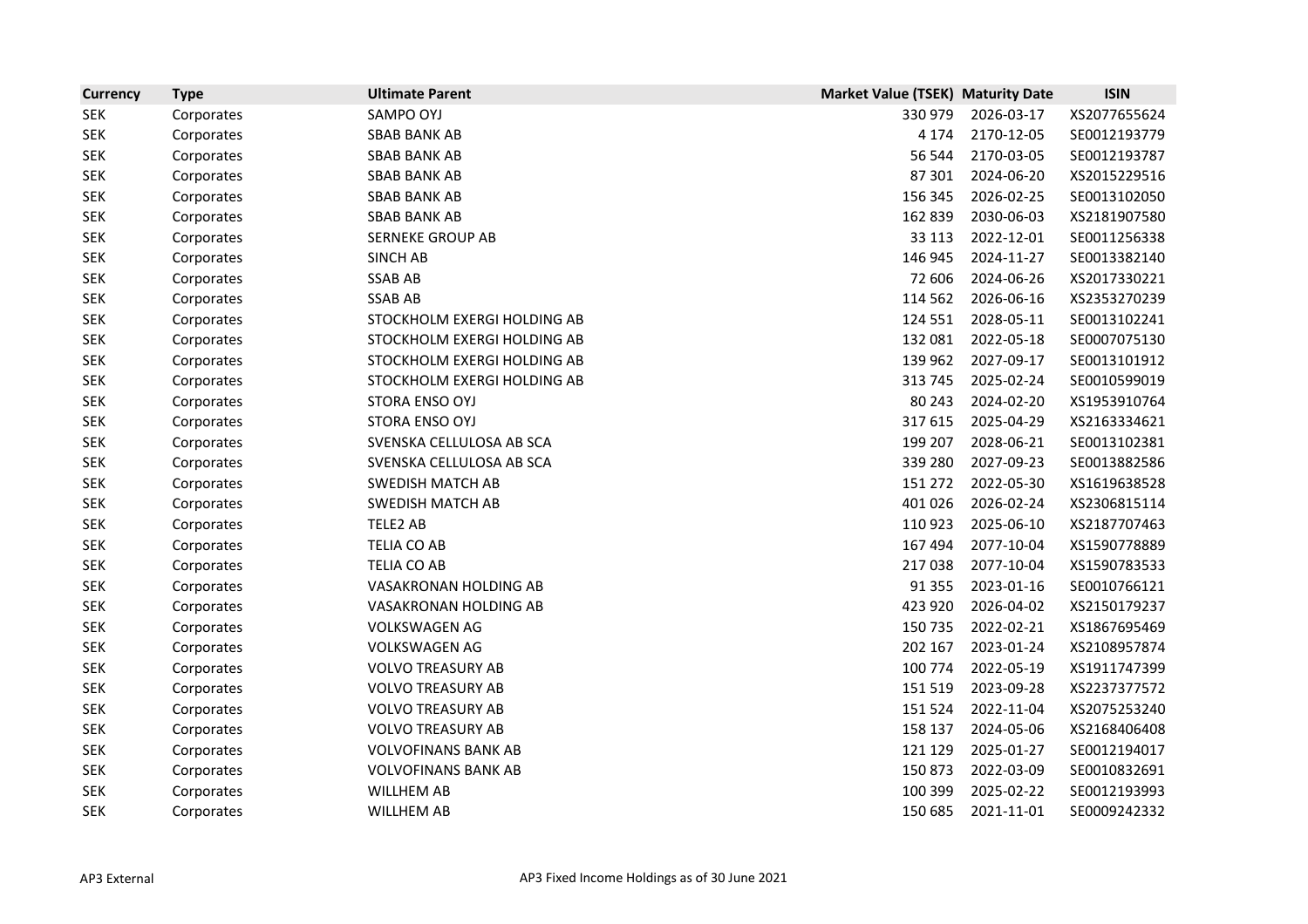| Currency | Type | Ultimate Parent | Market Value (TSEK) | Maturity Date | ISIN |
|---|---|---|---|---|---|
| SEK | Corporates | SAMPO OYJ | 330 979 | 2026-03-17 | XS2077655624 |
| SEK | Corporates | SBAB BANK AB | 4 174 | 2170-12-05 | SE0012193779 |
| SEK | Corporates | SBAB BANK AB | 56 544 | 2170-03-05 | SE0012193787 |
| SEK | Corporates | SBAB BANK AB | 87 301 | 2024-06-20 | XS2015229516 |
| SEK | Corporates | SBAB BANK AB | 156 345 | 2026-02-25 | SE0013102050 |
| SEK | Corporates | SBAB BANK AB | 162 839 | 2030-06-03 | XS2181907580 |
| SEK | Corporates | SERNEKE GROUP AB | 33 113 | 2022-12-01 | SE0011256338 |
| SEK | Corporates | SINCH AB | 146 945 | 2024-11-27 | SE0013382140 |
| SEK | Corporates | SSAB AB | 72 606 | 2024-06-26 | XS2017330221 |
| SEK | Corporates | SSAB AB | 114 562 | 2026-06-16 | XS2353270239 |
| SEK | Corporates | STOCKHOLM EXERGI HOLDING AB | 124 551 | 2028-05-11 | SE0013102241 |
| SEK | Corporates | STOCKHOLM EXERGI HOLDING AB | 132 081 | 2022-05-18 | SE0007075130 |
| SEK | Corporates | STOCKHOLM EXERGI HOLDING AB | 139 962 | 2027-09-17 | SE0013101912 |
| SEK | Corporates | STOCKHOLM EXERGI HOLDING AB | 313 745 | 2025-02-24 | SE0010599019 |
| SEK | Corporates | STORA ENSO OYJ | 80 243 | 2024-02-20 | XS1953910764 |
| SEK | Corporates | STORA ENSO OYJ | 317 615 | 2025-04-29 | XS2163334621 |
| SEK | Corporates | SVENSKA CELLULOSA AB SCA | 199 207 | 2028-06-21 | SE0013102381 |
| SEK | Corporates | SVENSKA CELLULOSA AB SCA | 339 280 | 2027-09-23 | SE0013882586 |
| SEK | Corporates | SWEDISH MATCH AB | 151 272 | 2022-05-30 | XS1619638528 |
| SEK | Corporates | SWEDISH MATCH AB | 401 026 | 2026-02-24 | XS2306815114 |
| SEK | Corporates | TELE2 AB | 110 923 | 2025-06-10 | XS2187707463 |
| SEK | Corporates | TELIA CO AB | 167 494 | 2077-10-04 | XS1590778889 |
| SEK | Corporates | TELIA CO AB | 217 038 | 2077-10-04 | XS1590783533 |
| SEK | Corporates | VASAKRONAN HOLDING AB | 91 355 | 2023-01-16 | SE0010766121 |
| SEK | Corporates | VASAKRONAN HOLDING AB | 423 920 | 2026-04-02 | XS2150179237 |
| SEK | Corporates | VOLKSWAGEN AG | 150 735 | 2022-02-21 | XS1867695469 |
| SEK | Corporates | VOLKSWAGEN AG | 202 167 | 2023-01-24 | XS2108957874 |
| SEK | Corporates | VOLVO TREASURY AB | 100 774 | 2022-05-19 | XS1911747399 |
| SEK | Corporates | VOLVO TREASURY AB | 151 519 | 2023-09-28 | XS2237377572 |
| SEK | Corporates | VOLVO TREASURY AB | 151 524 | 2022-11-04 | XS2075253240 |
| SEK | Corporates | VOLVO TREASURY AB | 158 137 | 2024-05-06 | XS2168406408 |
| SEK | Corporates | VOLVOFINANS BANK AB | 121 129 | 2025-01-27 | SE0012194017 |
| SEK | Corporates | VOLVOFINANS BANK AB | 150 873 | 2022-03-09 | SE0010832691 |
| SEK | Corporates | WILLHEM AB | 100 399 | 2025-02-22 | SE0012193993 |
| SEK | Corporates | WILLHEM AB | 150 685 | 2021-11-01 | SE0009242332 |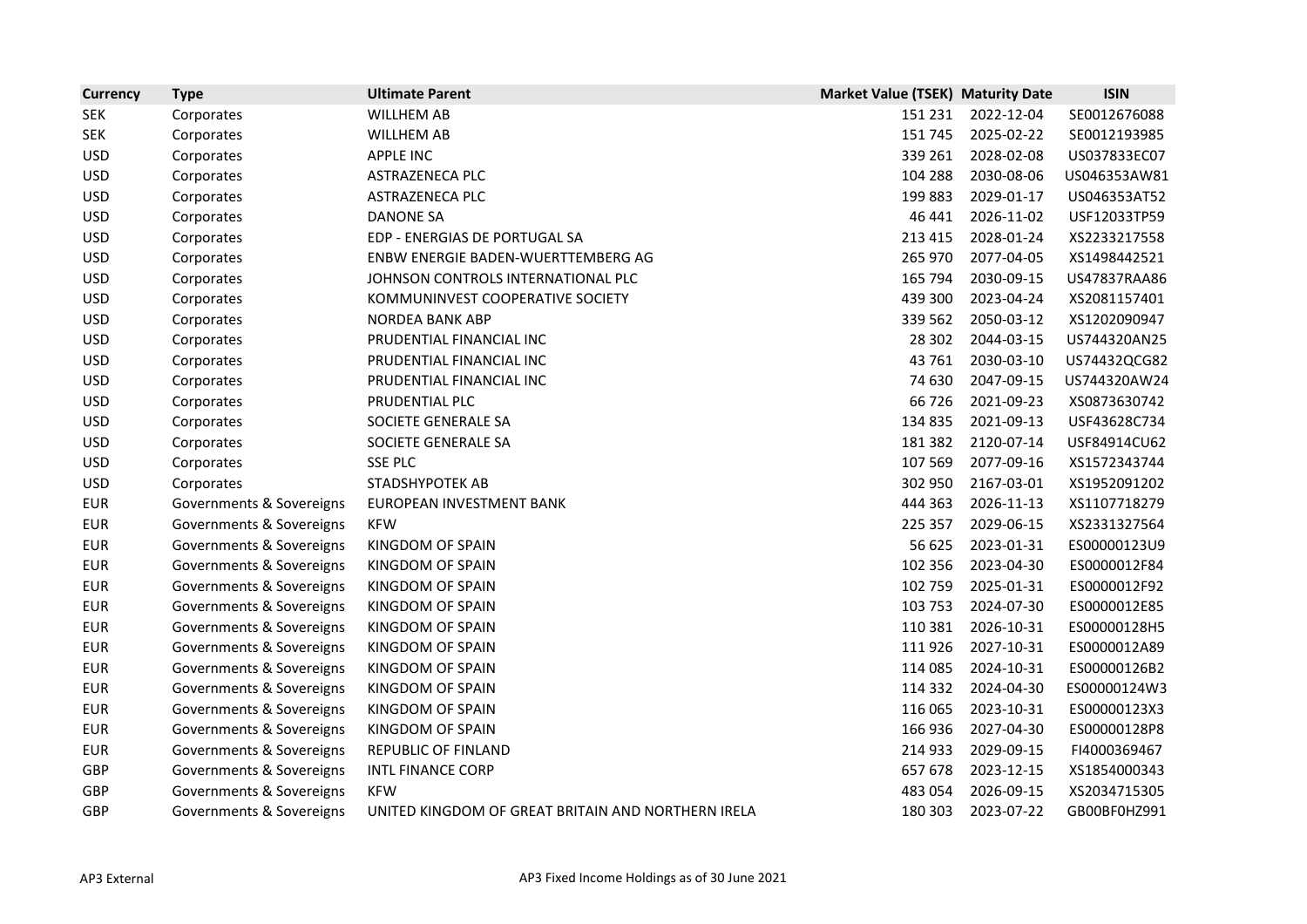| Currency | Type | Ultimate Parent | Market Value (TSEK) | Maturity Date | ISIN |
|---|---|---|---|---|---|
| SEK | Corporates | WILLHEM AB | 151 231 | 2022-12-04 | SE0012676088 |
| SEK | Corporates | WILLHEM AB | 151 745 | 2025-02-22 | SE0012193985 |
| USD | Corporates | APPLE INC | 339 261 | 2028-02-08 | US037833EC07 |
| USD | Corporates | ASTRAZENECA PLC | 104 288 | 2030-08-06 | US046353AW81 |
| USD | Corporates | ASTRAZENECA PLC | 199 883 | 2029-01-17 | US046353AT52 |
| USD | Corporates | DANONE SA | 46 441 | 2026-11-02 | USF12033TP59 |
| USD | Corporates | EDP - ENERGIAS DE PORTUGAL SA | 213 415 | 2028-01-24 | XS2233217558 |
| USD | Corporates | ENBW ENERGIE BADEN-WUERTTEMBERG AG | 265 970 | 2077-04-05 | XS1498442521 |
| USD | Corporates | JOHNSON CONTROLS INTERNATIONAL PLC | 165 794 | 2030-09-15 | US47837RAA86 |
| USD | Corporates | KOMMUNINVEST COOPERATIVE SOCIETY | 439 300 | 2023-04-24 | XS2081157401 |
| USD | Corporates | NORDEA BANK ABP | 339 562 | 2050-03-12 | XS1202090947 |
| USD | Corporates | PRUDENTIAL FINANCIAL INC | 28 302 | 2044-03-15 | US744320AN25 |
| USD | Corporates | PRUDENTIAL FINANCIAL INC | 43 761 | 2030-03-10 | US74432QCG82 |
| USD | Corporates | PRUDENTIAL FINANCIAL INC | 74 630 | 2047-09-15 | US744320AW24 |
| USD | Corporates | PRUDENTIAL PLC | 66 726 | 2021-09-23 | XS0873630742 |
| USD | Corporates | SOCIETE GENERALE SA | 134 835 | 2021-09-13 | USF43628C734 |
| USD | Corporates | SOCIETE GENERALE SA | 181 382 | 2120-07-14 | USF84914CU62 |
| USD | Corporates | SSE PLC | 107 569 | 2077-09-16 | XS1572343744 |
| USD | Corporates | STADSHYPOTEK AB | 302 950 | 2167-03-01 | XS1952091202 |
| EUR | Governments & Sovereigns | EUROPEAN INVESTMENT BANK | 444 363 | 2026-11-13 | XS1107718279 |
| EUR | Governments & Sovereigns | KFW | 225 357 | 2029-06-15 | XS2331327564 |
| EUR | Governments & Sovereigns | KINGDOM OF SPAIN | 56 625 | 2023-01-31 | ES00000123U9 |
| EUR | Governments & Sovereigns | KINGDOM OF SPAIN | 102 356 | 2023-04-30 | ES0000012F84 |
| EUR | Governments & Sovereigns | KINGDOM OF SPAIN | 102 759 | 2025-01-31 | ES0000012F92 |
| EUR | Governments & Sovereigns | KINGDOM OF SPAIN | 103 753 | 2024-07-30 | ES0000012E85 |
| EUR | Governments & Sovereigns | KINGDOM OF SPAIN | 110 381 | 2026-10-31 | ES00000128H5 |
| EUR | Governments & Sovereigns | KINGDOM OF SPAIN | 111 926 | 2027-10-31 | ES0000012A89 |
| EUR | Governments & Sovereigns | KINGDOM OF SPAIN | 114 085 | 2024-10-31 | ES00000126B2 |
| EUR | Governments & Sovereigns | KINGDOM OF SPAIN | 114 332 | 2024-04-30 | ES00000124W3 |
| EUR | Governments & Sovereigns | KINGDOM OF SPAIN | 116 065 | 2023-10-31 | ES00000123X3 |
| EUR | Governments & Sovereigns | KINGDOM OF SPAIN | 166 936 | 2027-04-30 | ES00000128P8 |
| EUR | Governments & Sovereigns | REPUBLIC OF FINLAND | 214 933 | 2029-09-15 | FI4000369467 |
| GBP | Governments & Sovereigns | INTL FINANCE CORP | 657 678 | 2023-12-15 | XS1854000343 |
| GBP | Governments & Sovereigns | KFW | 483 054 | 2026-09-15 | XS2034715305 |
| GBP | Governments & Sovereigns | UNITED KINGDOM OF GREAT BRITAIN AND NORTHERN IRELA | 180 303 | 2023-07-22 | GB00BF0HZ991 |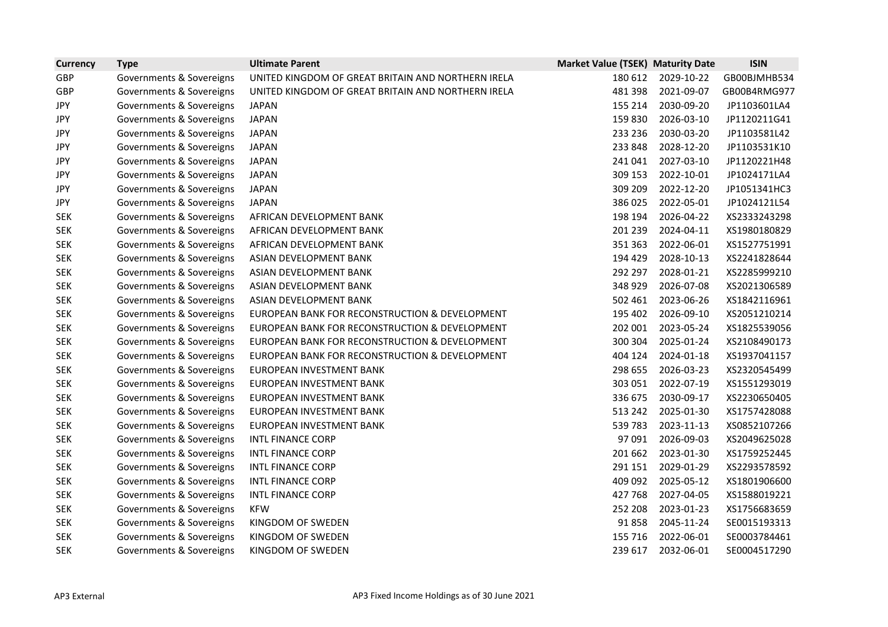| Currency | Type | Ultimate Parent | Market Value (TSEK) | Maturity Date | ISIN |
|---|---|---|---|---|---|
| GBP | Governments & Sovereigns | UNITED KINGDOM OF GREAT BRITAIN AND NORTHERN IRELA | 180 612 | 2029-10-22 | GB00BJMHB534 |
| GBP | Governments & Sovereigns | UNITED KINGDOM OF GREAT BRITAIN AND NORTHERN IRELA | 481 398 | 2021-09-07 | GB00B4RMG977 |
| JPY | Governments & Sovereigns | JAPAN | 155 214 | 2030-09-20 | JP1103601LA4 |
| JPY | Governments & Sovereigns | JAPAN | 159 830 | 2026-03-10 | JP1120211G41 |
| JPY | Governments & Sovereigns | JAPAN | 233 236 | 2030-03-20 | JP1103581L42 |
| JPY | Governments & Sovereigns | JAPAN | 233 848 | 2028-12-20 | JP1103531K10 |
| JPY | Governments & Sovereigns | JAPAN | 241 041 | 2027-03-10 | JP1120221H48 |
| JPY | Governments & Sovereigns | JAPAN | 309 153 | 2022-10-01 | JP1024171LA4 |
| JPY | Governments & Sovereigns | JAPAN | 309 209 | 2022-12-20 | JP1051341HC3 |
| JPY | Governments & Sovereigns | JAPAN | 386 025 | 2022-05-01 | JP1024121L54 |
| SEK | Governments & Sovereigns | AFRICAN DEVELOPMENT BANK | 198 194 | 2026-04-22 | XS2333243298 |
| SEK | Governments & Sovereigns | AFRICAN DEVELOPMENT BANK | 201 239 | 2024-04-11 | XS1980180829 |
| SEK | Governments & Sovereigns | AFRICAN DEVELOPMENT BANK | 351 363 | 2022-06-01 | XS1527751991 |
| SEK | Governments & Sovereigns | ASIAN DEVELOPMENT BANK | 194 429 | 2028-10-13 | XS2241828644 |
| SEK | Governments & Sovereigns | ASIAN DEVELOPMENT BANK | 292 297 | 2028-01-21 | XS2285999210 |
| SEK | Governments & Sovereigns | ASIAN DEVELOPMENT BANK | 348 929 | 2026-07-08 | XS2021306589 |
| SEK | Governments & Sovereigns | ASIAN DEVELOPMENT BANK | 502 461 | 2023-06-26 | XS1842116961 |
| SEK | Governments & Sovereigns | EUROPEAN BANK FOR RECONSTRUCTION & DEVELOPMENT | 195 402 | 2026-09-10 | XS2051210214 |
| SEK | Governments & Sovereigns | EUROPEAN BANK FOR RECONSTRUCTION & DEVELOPMENT | 202 001 | 2023-05-24 | XS1825539056 |
| SEK | Governments & Sovereigns | EUROPEAN BANK FOR RECONSTRUCTION & DEVELOPMENT | 300 304 | 2025-01-24 | XS2108490173 |
| SEK | Governments & Sovereigns | EUROPEAN BANK FOR RECONSTRUCTION & DEVELOPMENT | 404 124 | 2024-01-18 | XS1937041157 |
| SEK | Governments & Sovereigns | EUROPEAN INVESTMENT BANK | 298 655 | 2026-03-23 | XS2320545499 |
| SEK | Governments & Sovereigns | EUROPEAN INVESTMENT BANK | 303 051 | 2022-07-19 | XS1551293019 |
| SEK | Governments & Sovereigns | EUROPEAN INVESTMENT BANK | 336 675 | 2030-09-17 | XS2230650405 |
| SEK | Governments & Sovereigns | EUROPEAN INVESTMENT BANK | 513 242 | 2025-01-30 | XS1757428088 |
| SEK | Governments & Sovereigns | EUROPEAN INVESTMENT BANK | 539 783 | 2023-11-13 | XS0852107266 |
| SEK | Governments & Sovereigns | INTL FINANCE CORP | 97 091 | 2026-09-03 | XS2049625028 |
| SEK | Governments & Sovereigns | INTL FINANCE CORP | 201 662 | 2023-01-30 | XS1759252445 |
| SEK | Governments & Sovereigns | INTL FINANCE CORP | 291 151 | 2029-01-29 | XS2293578592 |
| SEK | Governments & Sovereigns | INTL FINANCE CORP | 409 092 | 2025-05-12 | XS1801906600 |
| SEK | Governments & Sovereigns | INTL FINANCE CORP | 427 768 | 2027-04-05 | XS1588019221 |
| SEK | Governments & Sovereigns | KFW | 252 208 | 2023-01-23 | XS1756683659 |
| SEK | Governments & Sovereigns | KINGDOM OF SWEDEN | 91 858 | 2045-11-24 | SE0015193313 |
| SEK | Governments & Sovereigns | KINGDOM OF SWEDEN | 155 716 | 2022-06-01 | SE0003784461 |
| SEK | Governments & Sovereigns | KINGDOM OF SWEDEN | 239 617 | 2032-06-01 | SE0004517290 |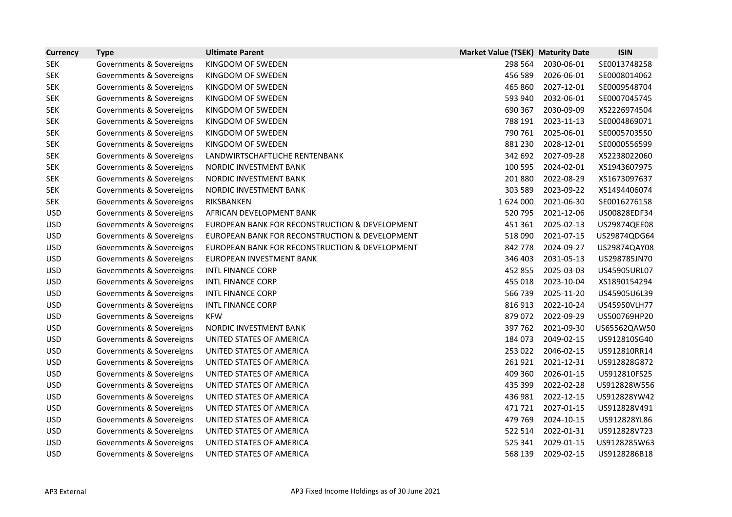| Currency | Type | Ultimate Parent | Market Value (TSEK) | Maturity Date | ISIN |
|---|---|---|---|---|---|
| SEK | Governments & Sovereigns | KINGDOM OF SWEDEN | 298 564 | 2030-06-01 | SE0013748258 |
| SEK | Governments & Sovereigns | KINGDOM OF SWEDEN | 456 589 | 2026-06-01 | SE0008014062 |
| SEK | Governments & Sovereigns | KINGDOM OF SWEDEN | 465 860 | 2027-12-01 | SE0009548704 |
| SEK | Governments & Sovereigns | KINGDOM OF SWEDEN | 593 940 | 2032-06-01 | SE0007045745 |
| SEK | Governments & Sovereigns | KINGDOM OF SWEDEN | 690 367 | 2030-09-09 | XS2226974504 |
| SEK | Governments & Sovereigns | KINGDOM OF SWEDEN | 788 191 | 2023-11-13 | SE0004869071 |
| SEK | Governments & Sovereigns | KINGDOM OF SWEDEN | 790 761 | 2025-06-01 | SE0005703550 |
| SEK | Governments & Sovereigns | KINGDOM OF SWEDEN | 881 230 | 2028-12-01 | SE0000556599 |
| SEK | Governments & Sovereigns | LANDWIRTSCHAFTLICHE RENTENBANK | 342 692 | 2027-09-28 | XS2238022060 |
| SEK | Governments & Sovereigns | NORDIC INVESTMENT BANK | 100 595 | 2024-02-01 | XS1943607975 |
| SEK | Governments & Sovereigns | NORDIC INVESTMENT BANK | 201 880 | 2022-08-29 | XS1673097637 |
| SEK | Governments & Sovereigns | NORDIC INVESTMENT BANK | 303 589 | 2023-09-22 | XS1494406074 |
| SEK | Governments & Sovereigns | RIKSBANKEN | 1 624 000 | 2021-06-30 | SE0016276158 |
| USD | Governments & Sovereigns | AFRICAN DEVELOPMENT BANK | 520 795 | 2021-12-06 | US00828EDF34 |
| USD | Governments & Sovereigns | EUROPEAN BANK FOR RECONSTRUCTION & DEVELOPMENT | 451 361 | 2025-02-13 | US29874QEE08 |
| USD | Governments & Sovereigns | EUROPEAN BANK FOR RECONSTRUCTION & DEVELOPMENT | 518 090 | 2021-07-15 | US29874QDG64 |
| USD | Governments & Sovereigns | EUROPEAN BANK FOR RECONSTRUCTION & DEVELOPMENT | 842 778 | 2024-09-27 | US29874QAY08 |
| USD | Governments & Sovereigns | EUROPEAN INVESTMENT BANK | 346 403 | 2031-05-13 | US298785JN70 |
| USD | Governments & Sovereigns | INTL FINANCE CORP | 452 855 | 2025-03-03 | US45905URL07 |
| USD | Governments & Sovereigns | INTL FINANCE CORP | 455 018 | 2023-10-04 | XS1890154294 |
| USD | Governments & Sovereigns | INTL FINANCE CORP | 566 739 | 2025-11-20 | US45905U6L39 |
| USD | Governments & Sovereigns | INTL FINANCE CORP | 816 913 | 2022-10-24 | US45950VLH77 |
| USD | Governments & Sovereigns | KFW | 879 072 | 2022-09-29 | US500769HP20 |
| USD | Governments & Sovereigns | NORDIC INVESTMENT BANK | 397 762 | 2021-09-30 | US65562QAW50 |
| USD | Governments & Sovereigns | UNITED STATES OF AMERICA | 184 073 | 2049-02-15 | US912810SG40 |
| USD | Governments & Sovereigns | UNITED STATES OF AMERICA | 253 022 | 2046-02-15 | US912810RR14 |
| USD | Governments & Sovereigns | UNITED STATES OF AMERICA | 261 921 | 2021-12-31 | US912828G872 |
| USD | Governments & Sovereigns | UNITED STATES OF AMERICA | 409 360 | 2026-01-15 | US912810FS25 |
| USD | Governments & Sovereigns | UNITED STATES OF AMERICA | 435 399 | 2022-02-28 | US912828W556 |
| USD | Governments & Sovereigns | UNITED STATES OF AMERICA | 436 981 | 2022-12-15 | US912828YW42 |
| USD | Governments & Sovereigns | UNITED STATES OF AMERICA | 471 721 | 2027-01-15 | US912828V491 |
| USD | Governments & Sovereigns | UNITED STATES OF AMERICA | 479 769 | 2024-10-15 | US912828YL86 |
| USD | Governments & Sovereigns | UNITED STATES OF AMERICA | 522 514 | 2022-01-31 | US912828V723 |
| USD | Governments & Sovereigns | UNITED STATES OF AMERICA | 525 341 | 2029-01-15 | US9128285W63 |
| USD | Governments & Sovereigns | UNITED STATES OF AMERICA | 568 139 | 2029-02-15 | US9128286B18 |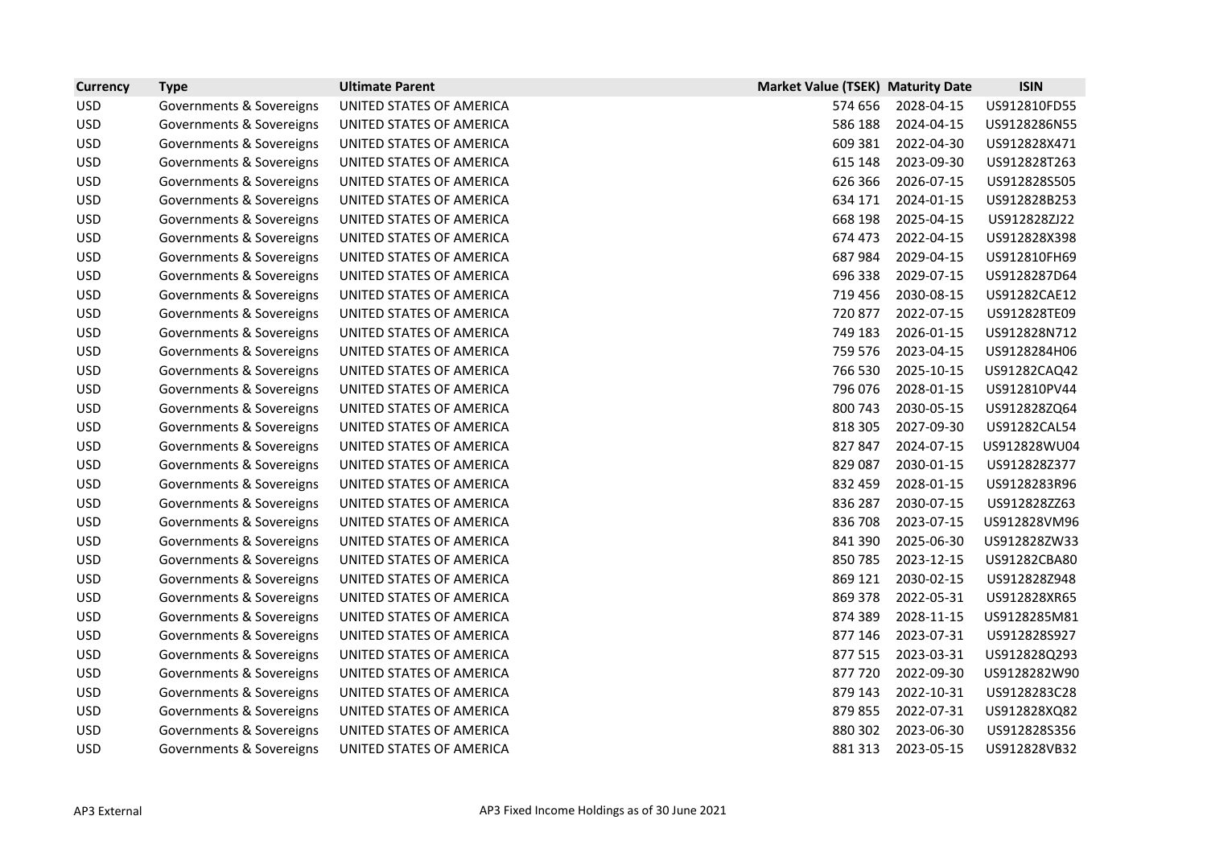| Currency | Type | Ultimate Parent | Market Value (TSEK) | Maturity Date | ISIN |
|---|---|---|---|---|---|
| USD | Governments & Sovereigns | UNITED STATES OF AMERICA | 574 656 | 2028-04-15 | US912810FD55 |
| USD | Governments & Sovereigns | UNITED STATES OF AMERICA | 586 188 | 2024-04-15 | US9128286N55 |
| USD | Governments & Sovereigns | UNITED STATES OF AMERICA | 609 381 | 2022-04-30 | US912828X471 |
| USD | Governments & Sovereigns | UNITED STATES OF AMERICA | 615 148 | 2023-09-30 | US912828T263 |
| USD | Governments & Sovereigns | UNITED STATES OF AMERICA | 626 366 | 2026-07-15 | US912828S505 |
| USD | Governments & Sovereigns | UNITED STATES OF AMERICA | 634 171 | 2024-01-15 | US912828B253 |
| USD | Governments & Sovereigns | UNITED STATES OF AMERICA | 668 198 | 2025-04-15 | US912828ZJ22 |
| USD | Governments & Sovereigns | UNITED STATES OF AMERICA | 674 473 | 2022-04-15 | US912828X398 |
| USD | Governments & Sovereigns | UNITED STATES OF AMERICA | 687 984 | 2029-04-15 | US912810FH69 |
| USD | Governments & Sovereigns | UNITED STATES OF AMERICA | 696 338 | 2029-07-15 | US9128287D64 |
| USD | Governments & Sovereigns | UNITED STATES OF AMERICA | 719 456 | 2030-08-15 | US91282CAE12 |
| USD | Governments & Sovereigns | UNITED STATES OF AMERICA | 720 877 | 2022-07-15 | US912828TE09 |
| USD | Governments & Sovereigns | UNITED STATES OF AMERICA | 749 183 | 2026-01-15 | US912828N712 |
| USD | Governments & Sovereigns | UNITED STATES OF AMERICA | 759 576 | 2023-04-15 | US9128284H06 |
| USD | Governments & Sovereigns | UNITED STATES OF AMERICA | 766 530 | 2025-10-15 | US91282CAQ42 |
| USD | Governments & Sovereigns | UNITED STATES OF AMERICA | 796 076 | 2028-01-15 | US912810PV44 |
| USD | Governments & Sovereigns | UNITED STATES OF AMERICA | 800 743 | 2030-05-15 | US912828ZQ64 |
| USD | Governments & Sovereigns | UNITED STATES OF AMERICA | 818 305 | 2027-09-30 | US91282CAL54 |
| USD | Governments & Sovereigns | UNITED STATES OF AMERICA | 827 847 | 2024-07-15 | US912828WU04 |
| USD | Governments & Sovereigns | UNITED STATES OF AMERICA | 829 087 | 2030-01-15 | US912828Z377 |
| USD | Governments & Sovereigns | UNITED STATES OF AMERICA | 832 459 | 2028-01-15 | US9128283R96 |
| USD | Governments & Sovereigns | UNITED STATES OF AMERICA | 836 287 | 2030-07-15 | US912828ZZ63 |
| USD | Governments & Sovereigns | UNITED STATES OF AMERICA | 836 708 | 2023-07-15 | US912828VM96 |
| USD | Governments & Sovereigns | UNITED STATES OF AMERICA | 841 390 | 2025-06-30 | US912828ZW33 |
| USD | Governments & Sovereigns | UNITED STATES OF AMERICA | 850 785 | 2023-12-15 | US91282CBA80 |
| USD | Governments & Sovereigns | UNITED STATES OF AMERICA | 869 121 | 2030-02-15 | US912828Z948 |
| USD | Governments & Sovereigns | UNITED STATES OF AMERICA | 869 378 | 2022-05-31 | US912828XR65 |
| USD | Governments & Sovereigns | UNITED STATES OF AMERICA | 874 389 | 2028-11-15 | US9128285M81 |
| USD | Governments & Sovereigns | UNITED STATES OF AMERICA | 877 146 | 2023-07-31 | US912828S927 |
| USD | Governments & Sovereigns | UNITED STATES OF AMERICA | 877 515 | 2023-03-31 | US912828Q293 |
| USD | Governments & Sovereigns | UNITED STATES OF AMERICA | 877 720 | 2022-09-30 | US9128282W90 |
| USD | Governments & Sovereigns | UNITED STATES OF AMERICA | 879 143 | 2022-10-31 | US9128283C28 |
| USD | Governments & Sovereigns | UNITED STATES OF AMERICA | 879 855 | 2022-07-31 | US912828XQ82 |
| USD | Governments & Sovereigns | UNITED STATES OF AMERICA | 880 302 | 2023-06-30 | US912828S356 |
| USD | Governments & Sovereigns | UNITED STATES OF AMERICA | 881 313 | 2023-05-15 | US912828VB32 |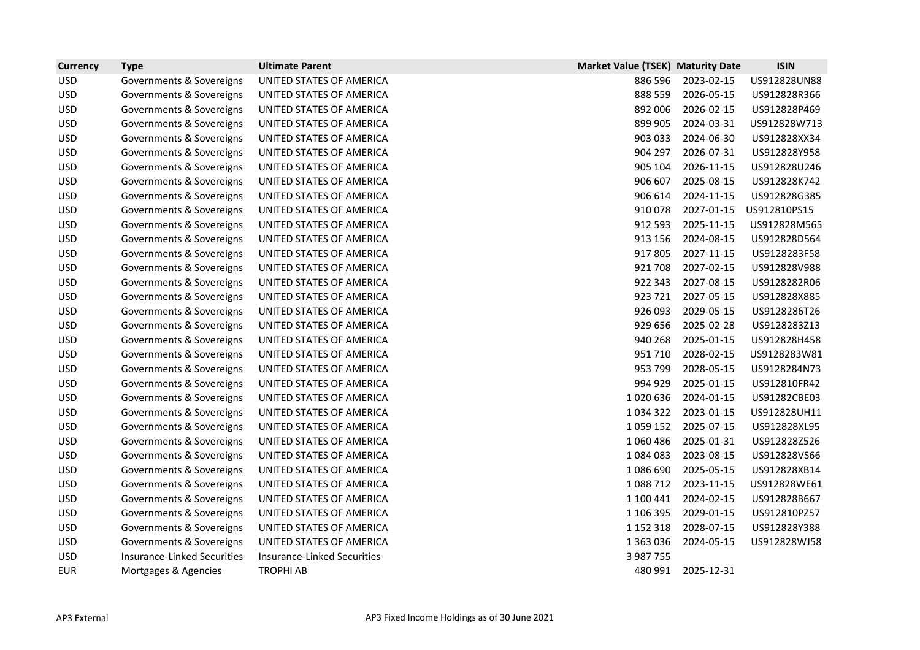| Currency | Type | Ultimate Parent | Market Value (TSEK) | Maturity Date | ISIN |
|---|---|---|---|---|---|
| USD | Governments & Sovereigns | UNITED STATES OF AMERICA | 886 596 | 2023-02-15 | US912828UN88 |
| USD | Governments & Sovereigns | UNITED STATES OF AMERICA | 888 559 | 2026-05-15 | US912828R366 |
| USD | Governments & Sovereigns | UNITED STATES OF AMERICA | 892 006 | 2026-02-15 | US912828P469 |
| USD | Governments & Sovereigns | UNITED STATES OF AMERICA | 899 905 | 2024-03-31 | US912828W713 |
| USD | Governments & Sovereigns | UNITED STATES OF AMERICA | 903 033 | 2024-06-30 | US912828XX34 |
| USD | Governments & Sovereigns | UNITED STATES OF AMERICA | 904 297 | 2026-07-31 | US912828Y958 |
| USD | Governments & Sovereigns | UNITED STATES OF AMERICA | 905 104 | 2026-11-15 | US912828U246 |
| USD | Governments & Sovereigns | UNITED STATES OF AMERICA | 906 607 | 2025-08-15 | US912828K742 |
| USD | Governments & Sovereigns | UNITED STATES OF AMERICA | 906 614 | 2024-11-15 | US912828G385 |
| USD | Governments & Sovereigns | UNITED STATES OF AMERICA | 910 078 | 2027-01-15 | US912810PS15 |
| USD | Governments & Sovereigns | UNITED STATES OF AMERICA | 912 593 | 2025-11-15 | US912828M565 |
| USD | Governments & Sovereigns | UNITED STATES OF AMERICA | 913 156 | 2024-08-15 | US912828D564 |
| USD | Governments & Sovereigns | UNITED STATES OF AMERICA | 917 805 | 2027-11-15 | US9128283F58 |
| USD | Governments & Sovereigns | UNITED STATES OF AMERICA | 921 708 | 2027-02-15 | US912828V988 |
| USD | Governments & Sovereigns | UNITED STATES OF AMERICA | 922 343 | 2027-08-15 | US9128282R06 |
| USD | Governments & Sovereigns | UNITED STATES OF AMERICA | 923 721 | 2027-05-15 | US912828X885 |
| USD | Governments & Sovereigns | UNITED STATES OF AMERICA | 926 093 | 2029-05-15 | US9128286T26 |
| USD | Governments & Sovereigns | UNITED STATES OF AMERICA | 929 656 | 2025-02-28 | US9128283Z13 |
| USD | Governments & Sovereigns | UNITED STATES OF AMERICA | 940 268 | 2025-01-15 | US912828H458 |
| USD | Governments & Sovereigns | UNITED STATES OF AMERICA | 951 710 | 2028-02-15 | US9128283W81 |
| USD | Governments & Sovereigns | UNITED STATES OF AMERICA | 953 799 | 2028-05-15 | US9128284N73 |
| USD | Governments & Sovereigns | UNITED STATES OF AMERICA | 994 929 | 2025-01-15 | US912810FR42 |
| USD | Governments & Sovereigns | UNITED STATES OF AMERICA | 1 020 636 | 2024-01-15 | US91282CBE03 |
| USD | Governments & Sovereigns | UNITED STATES OF AMERICA | 1 034 322 | 2023-01-15 | US912828UH11 |
| USD | Governments & Sovereigns | UNITED STATES OF AMERICA | 1 059 152 | 2025-07-15 | US912828XL95 |
| USD | Governments & Sovereigns | UNITED STATES OF AMERICA | 1 060 486 | 2025-01-31 | US912828Z526 |
| USD | Governments & Sovereigns | UNITED STATES OF AMERICA | 1 084 083 | 2023-08-15 | US912828VS66 |
| USD | Governments & Sovereigns | UNITED STATES OF AMERICA | 1 086 690 | 2025-05-15 | US912828XB14 |
| USD | Governments & Sovereigns | UNITED STATES OF AMERICA | 1 088 712 | 2023-11-15 | US912828WE61 |
| USD | Governments & Sovereigns | UNITED STATES OF AMERICA | 1 100 441 | 2024-02-15 | US912828B667 |
| USD | Governments & Sovereigns | UNITED STATES OF AMERICA | 1 106 395 | 2029-01-15 | US912810PZ57 |
| USD | Governments & Sovereigns | UNITED STATES OF AMERICA | 1 152 318 | 2028-07-15 | US912828Y388 |
| USD | Governments & Sovereigns | UNITED STATES OF AMERICA | 1 363 036 | 2024-05-15 | US912828WJ58 |
| USD | Insurance-Linked Securities | Insurance-Linked Securities | 3 987 755 | | |
| EUR | Mortgages & Agencies | TROPHI AB | 480 991 | 2025-12-31 | |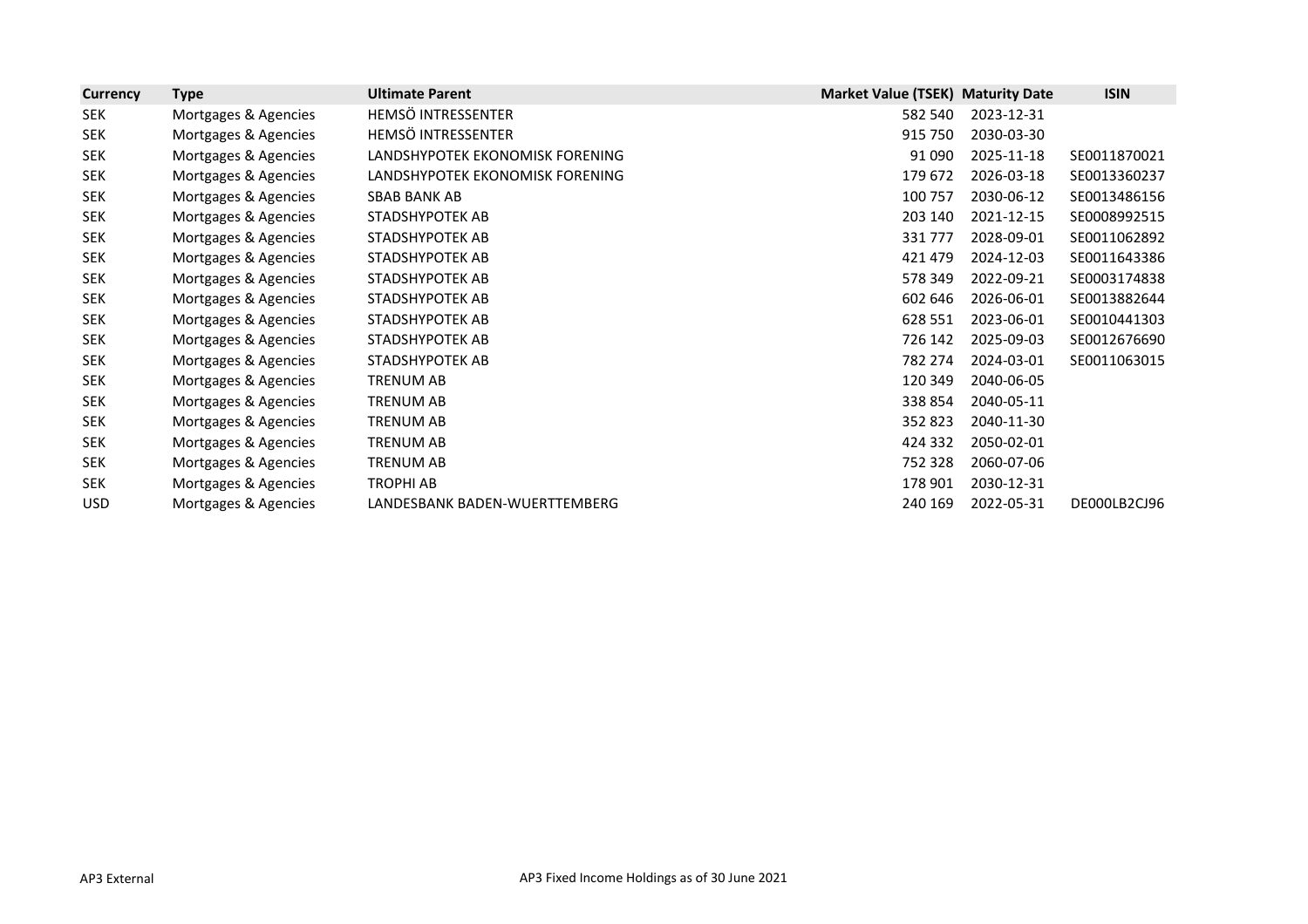| Currency | Type | Ultimate Parent | Market Value (TSEK) | Maturity Date | ISIN |
|---|---|---|---|---|---|
| SEK | Mortgages & Agencies | HEMSÖ INTRESSENTER | 582 540 | 2023-12-31 | |
| SEK | Mortgages & Agencies | HEMSÖ INTRESSENTER | 915 750 | 2030-03-30 | |
| SEK | Mortgages & Agencies | LANDSHYPOTEK EKONOMISK FORENING | 91 090 | 2025-11-18 | SE0011870021 |
| SEK | Mortgages & Agencies | LANDSHYPOTEK EKONOMISK FORENING | 179 672 | 2026-03-18 | SE0013360237 |
| SEK | Mortgages & Agencies | SBAB BANK AB | 100 757 | 2030-06-12 | SE0013486156 |
| SEK | Mortgages & Agencies | STADSHYPOTEK AB | 203 140 | 2021-12-15 | SE0008992515 |
| SEK | Mortgages & Agencies | STADSHYPOTEK AB | 331 777 | 2028-09-01 | SE0011062892 |
| SEK | Mortgages & Agencies | STADSHYPOTEK AB | 421 479 | 2024-12-03 | SE0011643386 |
| SEK | Mortgages & Agencies | STADSHYPOTEK AB | 578 349 | 2022-09-21 | SE0003174838 |
| SEK | Mortgages & Agencies | STADSHYPOTEK AB | 602 646 | 2026-06-01 | SE0013882644 |
| SEK | Mortgages & Agencies | STADSHYPOTEK AB | 628 551 | 2023-06-01 | SE0010441303 |
| SEK | Mortgages & Agencies | STADSHYPOTEK AB | 726 142 | 2025-09-03 | SE0012676690 |
| SEK | Mortgages & Agencies | STADSHYPOTEK AB | 782 274 | 2024-03-01 | SE0011063015 |
| SEK | Mortgages & Agencies | TRENUM AB | 120 349 | 2040-06-05 | |
| SEK | Mortgages & Agencies | TRENUM AB | 338 854 | 2040-05-11 | |
| SEK | Mortgages & Agencies | TRENUM AB | 352 823 | 2040-11-30 | |
| SEK | Mortgages & Agencies | TRENUM AB | 424 332 | 2050-02-01 | |
| SEK | Mortgages & Agencies | TRENUM AB | 752 328 | 2060-07-06 | |
| SEK | Mortgages & Agencies | TROPHI AB | 178 901 | 2030-12-31 | |
| USD | Mortgages & Agencies | LANDESBANK BADEN-WUERTTEMBERG | 240 169 | 2022-05-31 | DE000LB2CJ96 |